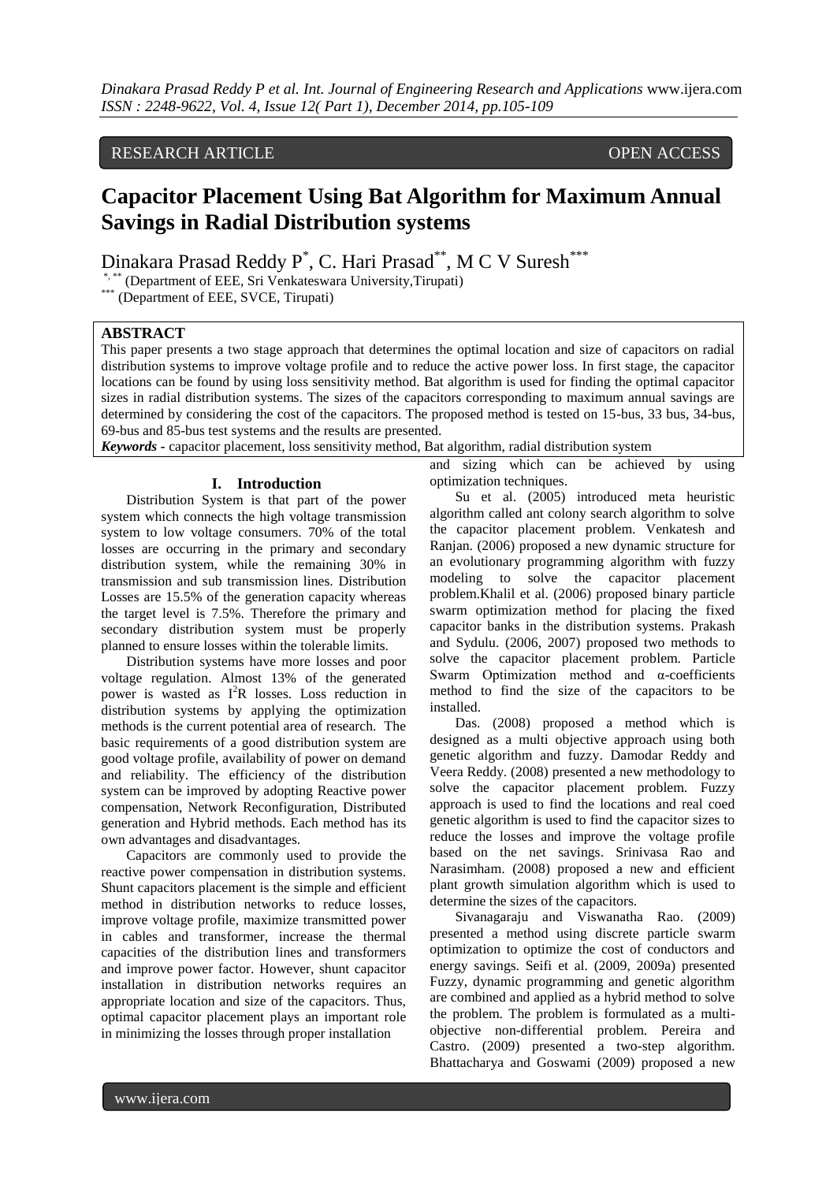RESEARCH ARTICLE OPEN ACCESS

# Capacitor Placement Using Bat Algorithm for Maximum Annual Savings in Radial Distribution systems

Dinakara Prasad Reddy P[*], C. Hari Prasad[**], M C V Suresh[***]

[*, **] (Department of EEE, Sri Venkateswara University,Tirupati)

[***] (Department of EEE, SVCE, Tirupati)

## ABSTRACT

This paper presents a two stage approach that determines the optimal location and size of capacitors on radial distribution systems to improve voltage profile and to reduce the active power loss. In first stage, the capacitor locations can be found by using loss sensitivity method. Bat algorithm is used for finding the optimal capacitor sizes in radial distribution systems. The sizes of the capacitors corresponding to maximum annual savings are determined by considering the cost of the capacitors. The proposed method is tested on 15-bus, 33 bus, 34-bus, 69-bus and 85-bus test systems and the results are presented.

***Keywords*** - capacitor placement, loss sensitivity method, Bat algorithm, radial distribution system

## I. Introduction

Distribution System is that part of the power system which connects the high voltage transmission system to low voltage consumers. 70% of the total losses are occurring in the primary and secondary distribution system, while the remaining 30% in transmission and sub transmission lines. Distribution Losses are 15.5% of the generation capacity whereas the target level is 7.5%. Therefore the primary and secondary distribution system must be properly planned to ensure losses within the tolerable limits.

Distribution systems have more losses and poor voltage regulation. Almost 13% of the generated power is wasted as $I^2R$ losses. Loss reduction in distribution systems by applying the optimization methods is the current potential area of research. The basic requirements of a good distribution system are good voltage profile, availability of power on demand and reliability. The efficiency of the distribution system can be improved by adopting Reactive power compensation, Network Reconfiguration, Distributed generation and Hybrid methods. Each method has its own advantages and disadvantages.

Capacitors are commonly used to provide the reactive power compensation in distribution systems. Shunt capacitors placement is the simple and efficient method in distribution networks to reduce losses, improve voltage profile, maximize transmitted power in cables and transformer, increase the thermal capacities of the distribution lines and transformers and improve power factor. However, shunt capacitor installation in distribution networks requires an appropriate location and size of the capacitors. Thus, optimal capacitor placement plays an important role in minimizing the losses through proper installation and sizing which can be achieved by using optimization techniques.

Su et al. (2005) introduced meta heuristic algorithm called ant colony search algorithm to solve the capacitor placement problem. Venkatesh and Ranjan. (2006) proposed a new dynamic structure for an evolutionary programming algorithm with fuzzy modeling to solve the capacitor placement problem.Khalil et al. (2006) proposed binary particle swarm optimization method for placing the fixed capacitor banks in the distribution systems. Prakash and Sydulu. (2006, 2007) proposed two methods to solve the capacitor placement problem. Particle Swarm Optimization method and α-coefficients method to find the size of the capacitors to be installed.

Das. (2008) proposed a method which is designed as a multi objective approach using both genetic algorithm and fuzzy. Damodar Reddy and Veera Reddy. (2008) presented a new methodology to solve the capacitor placement problem. Fuzzy approach is used to find the locations and real coed genetic algorithm is used to find the capacitor sizes to reduce the losses and improve the voltage profile based on the net savings. Srinivasa Rao and Narasimham. (2008) proposed a new and efficient plant growth simulation algorithm which is used to determine the sizes of the capacitors.

Sivanagaraju and Viswanatha Rao. (2009) presented a method using discrete particle swarm optimization to optimize the cost of conductors and energy savings. Seifi et al. (2009, 2009a) presented Fuzzy, dynamic programming and genetic algorithm are combined and applied as a hybrid method to solve the problem. The problem is formulated as a multi-objective non-differential problem. Pereira and Castro. (2009) presented a two-step algorithm. Bhattacharya and Goswami (2009) proposed a new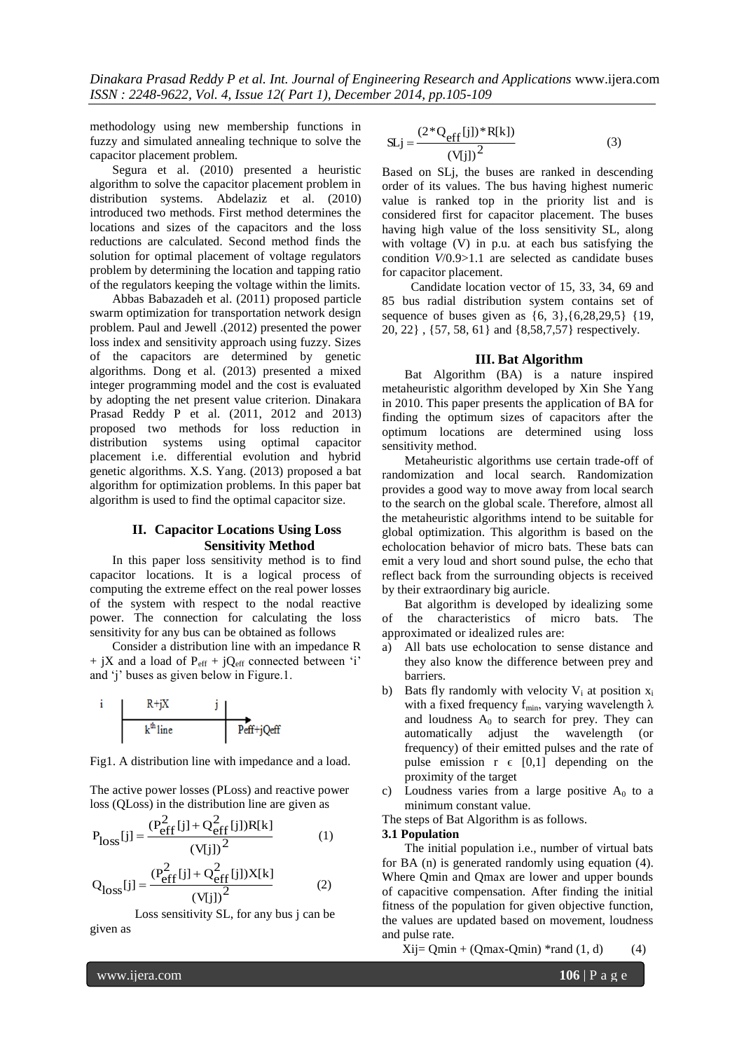methodology using new membership functions in fuzzy and simulated annealing technique to solve the capacitor placement problem.

Segura et al. (2010) presented a heuristic algorithm to solve the capacitor placement problem in distribution systems. Abdelaziz et al. (2010) introduced two methods. First method determines the locations and sizes of the capacitors and the loss reductions are calculated. Second method finds the solution for optimal placement of voltage regulators problem by determining the location and tapping ratio of the regulators keeping the voltage within the limits.

Abbas Babazadeh et al. (2011) proposed particle swarm optimization for transportation network design problem. Paul and Jewell .(2012) presented the power loss index and sensitivity approach using fuzzy. Sizes of the capacitors are determined by genetic algorithms. Dong et al. (2013) presented a mixed integer programming model and the cost is evaluated by adopting the net present value criterion. Dinakara Prasad Reddy P et al. (2011, 2012 and 2013) proposed two methods for loss reduction in distribution systems using optimal capacitor placement i.e. differential evolution and hybrid genetic algorithms. X.S. Yang. (2013) proposed a bat algorithm for optimization problems. In this paper bat algorithm is used to find the optimal capacitor size.

## II. Capacitor Locations Using Loss Sensitivity Method

In this paper loss sensitivity method is to find capacitor locations. It is a logical process of computing the extreme effect on the real power losses of the system with respect to the nodal reactive power. The connection for calculating the loss sensitivity for any bus can be obtained as follows

Consider a distribution line with an impedance R + jX and a load of $P_{eff}$ + $jQ_{eff}$ connected between 'i' and 'j' buses as given below in Figure.1.

Fig1. A distribution line with impedance and a load.

The active power losses (PLoss) and reactive power loss (QLoss) in the distribution line are given as

$$P_{loss}[j] = \frac{(P_{eff}^2[j] + Q_{eff}^2[j])R[k]}{(V[j])^2} \quad (1)$$

$$Q_{loss}[j] = \frac{(P_{eff}^2[j] + Q_{eff}^2[j])X[k]}{(V[j])^2} \quad (2)$$

Loss sensitivity SL, for any bus j can be given as

$$SLj = \frac{(2*Q_{eff}[j])*R[k])}{(V[j])^2} \quad (3)$$

Based on SLj, the buses are ranked in descending order of its values. The bus having highest numeric value is ranked top in the priority list and is considered first for capacitor placement. The buses having high value of the loss sensitivity SL, along with voltage (V) in p.u. at each bus satisfying the condition *V*/0.9>1.1 are selected as candidate buses for capacitor placement.

Candidate location vector of 15, 33, 34, 69 and 85 bus radial distribution system contains set of sequence of buses given as {6, 3},{6,28,29,5} {19, 20, 22} , {57, 58, 61} and {8,58,7,57} respectively.

## III. Bat Algorithm

Bat Algorithm (BA) is a nature inspired metaheuristic algorithm developed by Xin She Yang in 2010. This paper presents the application of BA for finding the optimum sizes of capacitors after the optimum locations are determined using loss sensitivity method.

Metaheuristic algorithms use certain trade-off of randomization and local search. Randomization provides a good way to move away from local search to the search on the global scale. Therefore, almost all the metaheuristic algorithms intend to be suitable for global optimization. This algorithm is based on the echolocation behavior of micro bats. These bats can emit a very loud and short sound pulse, the echo that reflect back from the surrounding objects is received by their extraordinary big auricle.

Bat algorithm is developed by idealizing some of the characteristics of micro bats. The approximated or idealized rules are:

a) All bats use echolocation to sense distance and they also know the difference between prey and barriers.
b) Bats fly randomly with velocity $V_i$ at position $x_i$ with a fixed frequency $f_{min}$, varying wavelength $\lambda$ and loudness $A_0$ to search for prey. They can automatically adjust the wavelength (or frequency) of their emitted pulses and the rate of pulse emission $r \in [0,1]$ depending on the proximity of the target
c) Loudness varies from a large positive $A_0$ to a minimum constant value.

The steps of Bat Algorithm is as follows.

**3.1 Population**

The initial population i.e., number of virtual bats for BA (n) is generated randomly using equation (4). Where Qmin and Qmax are lower and upper bounds of capacitive compensation. After finding the initial fitness of the population for given objective function, the values are updated based on movement, loudness and pulse rate.

$$Xij = Qmin + (Qmax\text{-}Qmin) * rand(1, d) \quad (4)$$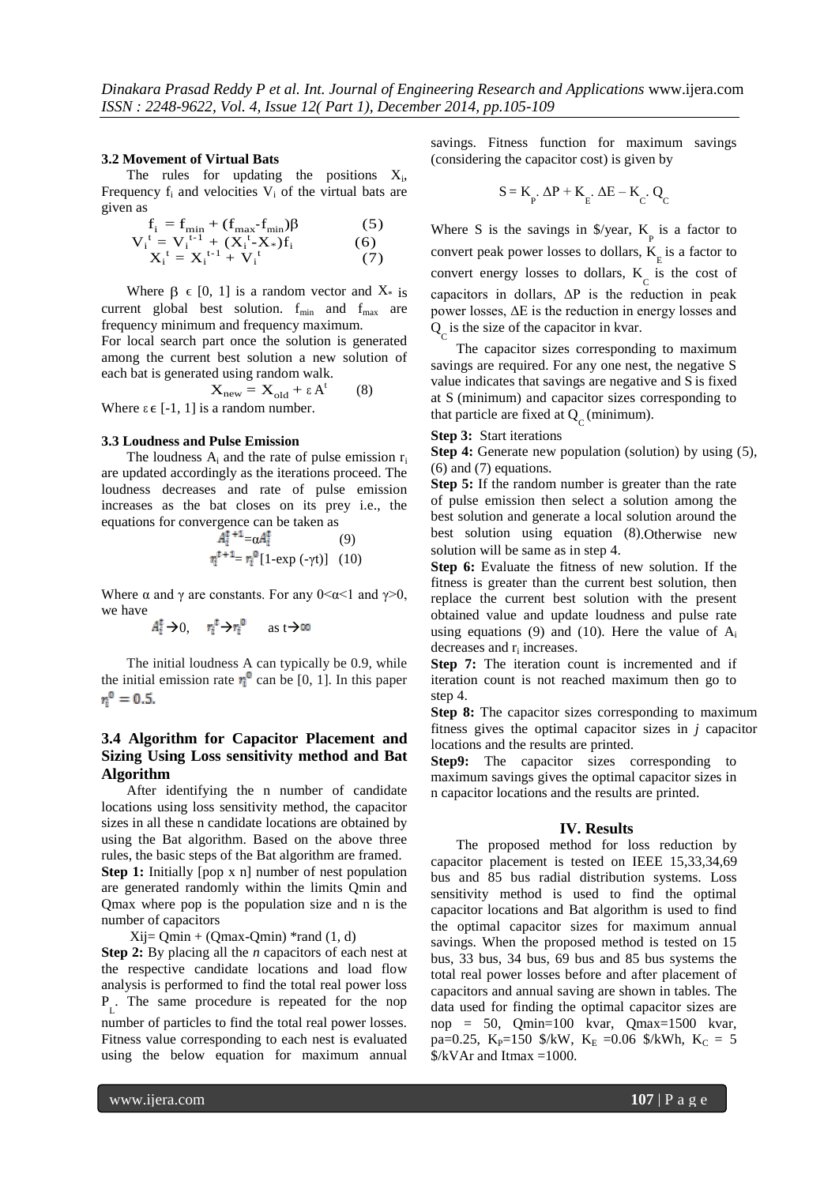### 3.2 Movement of Virtual Bats

The rules for updating the positions $X_i$, Frequency $f_i$ and velocities $V_i$ of the virtual bats are given as

$$f_i = f_{min} + (f_{max}-f_{min})\beta \quad (5)$$

$$V_i^t = V_i^{t-1} + (X_i^t - X_*)f_i \quad (6)$$

$$X_i^t = X_i^{t-1} + V_i^t \quad (7)$$

Where $\beta \in [0, 1]$ is a random vector and $X_*$ is current global best solution. $f_{min}$ and $f_{max}$ are frequency minimum and frequency maximum.

For local search part once the solution is generated among the current best solution a new solution of each bat is generated using random walk.

$$X_{new} = X_{old} + \varepsilon A^t \quad (8)$$

Where $\varepsilon \in [-1, 1]$ is a random number.

### 3.3 Loudness and Pulse Emission

The loudness $A_i$ and the rate of pulse emission $r_i$ are updated accordingly as the iterations proceed. The loudness decreases and rate of pulse emission increases as the bat closes on its prey i.e., the equations for convergence can be taken as

$$A_i^{t+1} = \alpha A_i^t \quad (9)$$

$$r_i^{t+1} = r_i^0[1-\exp(-\gamma t)] \quad (10)$$

Where $\alpha$ and $\gamma$ are constants. For any $0<\alpha<1$ and $\gamma>0$, we have

$$A_i^t \rightarrow 0, \quad r_i^t \rightarrow r_i^0 \quad \text{as } t \rightarrow \infty$$

The initial loudness A can typically be 0.9, while the initial emission rate $r_i^0$ can be [0, 1]. In this paper $r_i^0 = 0.5$.

## 3.4 Algorithm for Capacitor Placement and Sizing Using Loss sensitivity method and Bat Algorithm

After identifying the n number of candidate locations using loss sensitivity method, the capacitor sizes in all these n candidate locations are obtained by using the Bat algorithm. Based on the above three rules, the basic steps of the Bat algorithm are framed.

**Step 1:** Initially [pop x n] number of nest population are generated randomly within the limits Qmin and Qmax where pop is the population size and n is the number of capacitors

$$X_{ij} = Q_{min} + (Q_{max}-Q_{min}) * \text{rand}(1, d)$$

**Step 2:** By placing all the *n* capacitors of each nest at the respective candidate locations and load flow analysis is performed to find the total real power loss $P_L$. The same procedure is repeated for the nop number of particles to find the total real power losses. Fitness value corresponding to each nest is evaluated using the below equation for maximum annual savings. Fitness function for maximum savings (considering the capacitor cost) is given by

$$S = K_P \cdot \Delta P + K_E \cdot \Delta E - K_C \cdot Q_C$$

Where S is the savings in \$/year, $K_P$ is a factor to convert peak power losses to dollars, $K_E$ is a factor to convert energy losses to dollars, $K_C$ is the cost of capacitors in dollars, $\Delta P$ is the reduction in peak power losses, $\Delta E$ is the reduction in energy losses and $Q_C$ is the size of the capacitor in kvar.

The capacitor sizes corresponding to maximum savings are required. For any one nest, the negative S value indicates that savings are negative and S is fixed at S (minimum) and capacitor sizes corresponding to that particle are fixed at $Q_C$ (minimum).

**Step 3:** Start iterations

**Step 4:** Generate new population (solution) by using (5), (6) and (7) equations.

**Step 5:** If the random number is greater than the rate of pulse emission then select a solution among the best solution and generate a local solution around the best solution using equation (8).Otherwise new solution will be same as in step 4.

**Step 6:** Evaluate the fitness of new solution. If the fitness is greater than the current best solution, then replace the current best solution with the present obtained value and update loudness and pulse rate using equations (9) and (10). Here the value of $A_i$ decreases and $r_i$ increases.

**Step 7:** The iteration count is incremented and if iteration count is not reached maximum then go to step 4.

**Step 8:** The capacitor sizes corresponding to maximum fitness gives the optimal capacitor sizes in *j* capacitor locations and the results are printed.

**Step9:** The capacitor sizes corresponding to maximum savings gives the optimal capacitor sizes in n capacitor locations and the results are printed.

## IV. Results

The proposed method for loss reduction by capacitor placement is tested on IEEE 15,33,34,69 bus and 85 bus radial distribution systems. Loss sensitivity method is used to find the optimal capacitor locations and Bat algorithm is used to find the optimal capacitor sizes for maximum annual savings. When the proposed method is tested on 15 bus, 33 bus, 34 bus, 69 bus and 85 bus systems the total real power losses before and after placement of capacitors and annual saving are shown in tables. The data used for finding the optimal capacitor sizes are nop = 50, Qmin=100 kvar, Qmax=1500 kvar, pa=0.25, $K_P$=150 \$/kW, $K_E$ =0.06 \$/kWh, $K_C$ = 5 \$/kVAr and Itmax =1000.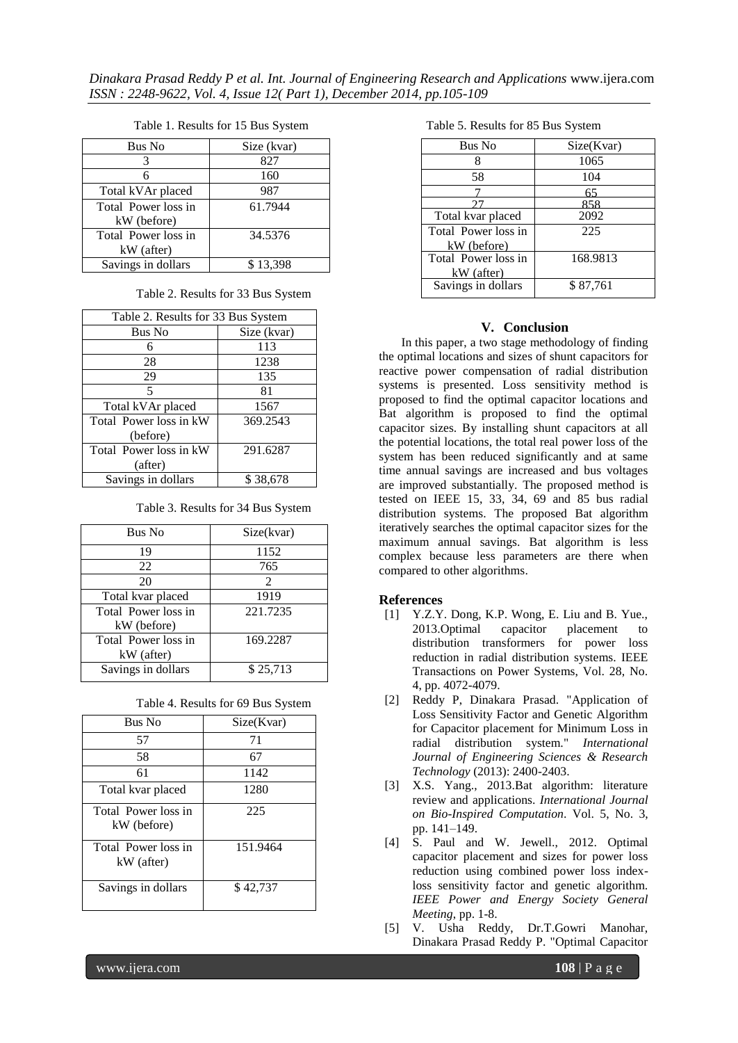Table 1. Results for 15 Bus System

| Bus No | Size (kvar) |
|---|---|
| 3 | 827 |
| 6 | 160 |
| Total kVAr placed | 987 |
| Total Power loss in kW (before) | 61.7944 |
| Total Power loss in kW (after) | 34.5376 |
| Savings in dollars | $ 13,398 |

Table 2. Results for 33 Bus System

| Table 2. Results for 33 Bus System | |
|---|---|
| Bus No | Size (kvar) |
| 6 | 113 |
| 28 | 1238 |
| 29 | 135 |
| 5 | 81 |
| Total kVAr placed | 1567 |
| Total Power loss in kW (before) | 369.2543 |
| Total Power loss in kW (after) | 291.6287 |
| Savings in dollars | $ 38,678 |

Table 3. Results for 34 Bus System

| Bus No | Size(kvar) |
|---|---|
| 19 | 1152 |
| 22 | 765 |
| 20 | 2 |
| Total kvar placed | 1919 |
| Total Power loss in kW (before) | 221.7235 |
| Total Power loss in kW (after) | 169.2287 |
| Savings in dollars | $ 25,713 |

Table 4. Results for 69 Bus System

| Bus No | Size(Kvar) |
|---|---|
| 57 | 71 |
| 58 | 67 |
| 61 | 1142 |
| Total kvar placed | 1280 |
| Total Power loss in kW (before) | 225 |
| Total Power loss in kW (after) | 151.9464 |
| Savings in dollars | $ 42,737 |

Table 5. Results for 85 Bus System

| Bus No | Size(Kvar) |
|---|---|
| 8 | 1065 |
| 58 | 104 |
| 7 | 65 |
| 27 | 858 |
| Total kvar placed | 2092 |
| Total Power loss in kW (before) | 225 |
| Total Power loss in kW (after) | 168.9813 |
| Savings in dollars | $ 87,761 |

## V. Conclusion

In this paper, a two stage methodology of finding the optimal locations and sizes of shunt capacitors for reactive power compensation of radial distribution systems is presented. Loss sensitivity method is proposed to find the optimal capacitor locations and Bat algorithm is proposed to find the optimal capacitor sizes. By installing shunt capacitors at all the potential locations, the total real power loss of the system has been reduced significantly and at same time annual savings are increased and bus voltages are improved substantially. The proposed method is tested on IEEE 15, 33, 34, 69 and 85 bus radial distribution systems. The proposed Bat algorithm iteratively searches the optimal capacitor sizes for the maximum annual savings. Bat algorithm is less complex because less parameters are there when compared to other algorithms.

## References

[1] Y.Z.Y. Dong, K.P. Wong, E. Liu and B. Yue., 2013.Optimal capacitor placement to distribution transformers for power loss reduction in radial distribution systems. IEEE Transactions on Power Systems, Vol. 28, No. 4, pp. 4072-4079.

[2] Reddy P, Dinakara Prasad. "Application of Loss Sensitivity Factor and Genetic Algorithm for Capacitor placement for Minimum Loss in radial distribution system." *International Journal of Engineering Sciences & Research Technology* (2013): 2400-2403.

[3] X.S. Yang., 2013.Bat algorithm: literature review and applications. *International Journal on Bio-Inspired Computation*. Vol. 5, No. 3, pp. 141–149.

[4] S. Paul and W. Jewell., 2012. Optimal capacitor placement and sizes for power loss reduction using combined power loss index-loss sensitivity factor and genetic algorithm. *IEEE Power and Energy Society General Meeting*, pp. 1-8.

[5] V. Usha Reddy, Dr.T.Gowri Manohar, Dinakara Prasad Reddy P. "Optimal Capacitor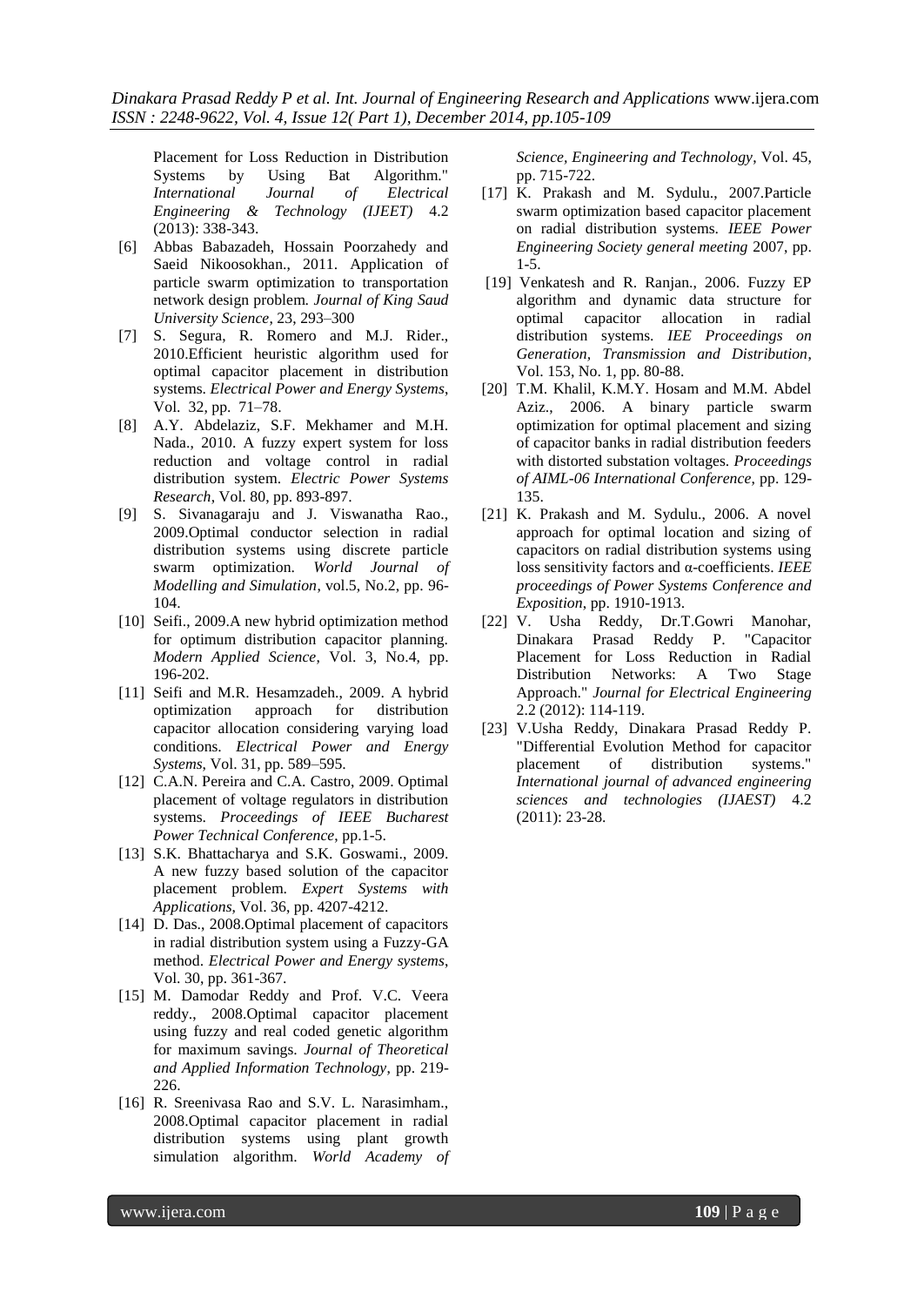Placement for Loss Reduction in Distribution Systems by Using Bat Algorithm." *International Journal of Electrical Engineering & Technology (IJEET)* 4.2 (2013): 338-343.

[6] Abbas Babazadeh, Hossain Poorzahedy and Saeid Nikoosokhan., 2011. Application of particle swarm optimization to transportation network design problem. *Journal of King Saud University Science*, 23, 293–300

[7] S. Segura, R. Romero and M.J. Rider., 2010.Efficient heuristic algorithm used for optimal capacitor placement in distribution systems. *Electrical Power and Energy Systems*, Vol. 32, pp. 71–78.

[8] A.Y. Abdelaziz, S.F. Mekhamer and M.H. Nada., 2010. A fuzzy expert system for loss reduction and voltage control in radial distribution system. *Electric Power Systems Research*, Vol. 80, pp. 893-897.

[9] S. Sivanagaraju and J. Viswanatha Rao., 2009.Optimal conductor selection in radial distribution systems using discrete particle swarm optimization. *World Journal of Modelling and Simulation*, vol.5, No.2, pp. 96-104.

[10] Seifi., 2009.A new hybrid optimization method for optimum distribution capacitor planning. *Modern Applied Science*, Vol. 3, No.4, pp. 196-202.

[11] Seifi and M.R. Hesamzadeh., 2009. A hybrid optimization approach for distribution capacitor allocation considering varying load conditions. *Electrical Power and Energy Systems*, Vol. 31, pp. 589–595.

[12] C.A.N. Pereira and C.A. Castro, 2009. Optimal placement of voltage regulators in distribution systems. *Proceedings of IEEE Bucharest Power Technical Conference*, pp.1-5.

[13] S.K. Bhattacharya and S.K. Goswami., 2009. A new fuzzy based solution of the capacitor placement problem. *Expert Systems with Applications*, Vol. 36, pp. 4207-4212.

[14] D. Das., 2008.Optimal placement of capacitors in radial distribution system using a Fuzzy-GA method. *Electrical Power and Energy systems*, Vol. 30, pp. 361-367.

[15] M. Damodar Reddy and Prof. V.C. Veera reddy., 2008.Optimal capacitor placement using fuzzy and real coded genetic algorithm for maximum savings. *Journal of Theoretical and Applied Information Technology*, pp. 219-226.

[16] R. Sreenivasa Rao and S.V. L. Narasimham., 2008.Optimal capacitor placement in radial distribution systems using plant growth simulation algorithm. *World Academy of Science, Engineering and Technology*, Vol. 45, pp. 715-722.

[17] K. Prakash and M. Sydulu., 2007.Particle swarm optimization based capacitor placement on radial distribution systems. *IEEE Power Engineering Society general meeting* 2007, pp. 1-5.

[19] Venkatesh and R. Ranjan., 2006. Fuzzy EP algorithm and dynamic data structure for optimal capacitor allocation in radial distribution systems. *IEE Proceedings on Generation, Transmission and Distribution*, Vol. 153, No. 1, pp. 80-88.

[20] T.M. Khalil, K.M.Y. Hosam and M.M. Abdel Aziz., 2006. A binary particle swarm optimization for optimal placement and sizing of capacitor banks in radial distribution feeders with distorted substation voltages. *Proceedings of AIML-06 International Conference*, pp. 129-135.

[21] K. Prakash and M. Sydulu., 2006. A novel approach for optimal location and sizing of capacitors on radial distribution systems using loss sensitivity factors and α-coefficients. *IEEE proceedings of Power Systems Conference and Exposition*, pp. 1910-1913.

[22] V. Usha Reddy, Dr.T.Gowri Manohar, Dinakara Prasad Reddy P. "Capacitor Placement for Loss Reduction in Radial Distribution Networks: A Two Stage Approach." *Journal for Electrical Engineering* 2.2 (2012): 114-119.

[23] V.Usha Reddy, Dinakara Prasad Reddy P. "Differential Evolution Method for capacitor placement of distribution systems." *International journal of advanced engineering sciences and technologies (IJAEST)* 4.2 (2011): 23-28.